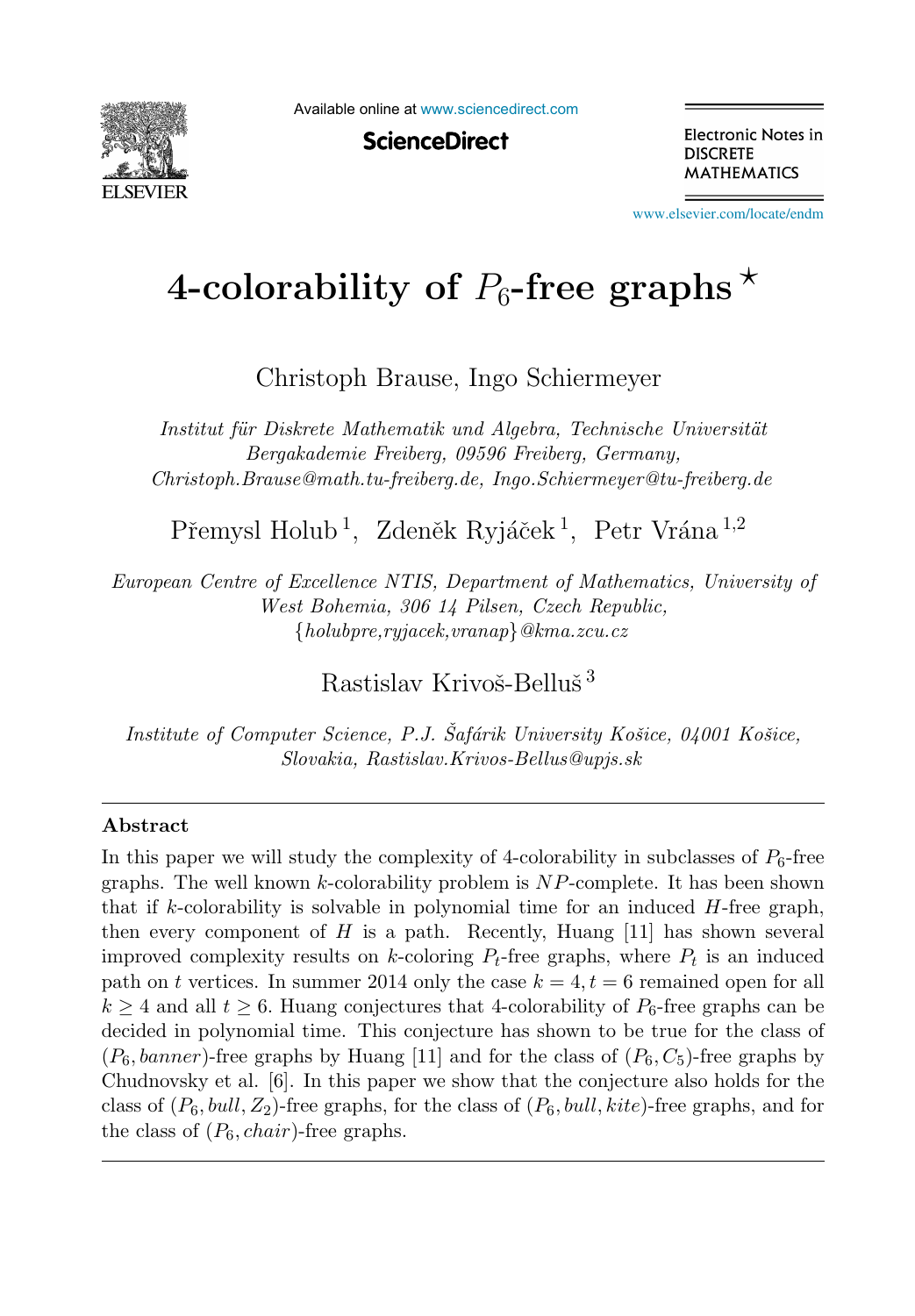# 4-colorability of $P_6$-free graphs ⋆

Christoph Brause, Ingo Schiermeyer

*Institut für Diskrete Mathematik und Algebra, Technische Universität Bergakademie Freiberg, 09596 Freiberg, Germany,*
*Christoph.Brause@math.tu-freiberg.de, Ingo.Schiermeyer@tu-freiberg.de*

Přemysl Holub [1], Zdeněk Ryjáček [1], Petr Vrána [1,2]

*European Centre of Excellence NTIS, Department of Mathematics, University of West Bohemia, 306 14 Pilsen, Czech Republic,*
*{holubpre,ryjacek,vranap}@kma.zcu.cz*

Rastislav Krivoš-Belluš [3]

*Institute of Computer Science, P.J. Šafárik University Košice, 04001 Košice, Slovakia, Rastislav.Krivos-Bellus@upjs.sk*

---

### Abstract

In this paper we will study the complexity of 4-colorability in subclasses of $P_6$-free graphs. The well known $k$-colorability problem is $NP$-complete. It has been shown that if $k$-colorability is solvable in polynomial time for an induced $H$-free graph, then every component of $H$ is a path. Recently, Huang [11] has shown several improved complexity results on $k$-coloring $P_t$-free graphs, where $P_t$ is an induced path on $t$ vertices. In summer 2014 only the case $k = 4, t = 6$ remained open for all $k \geq 4$ and all $t \geq 6$. Huang conjectures that 4-colorability of $P_6$-free graphs can be decided in polynomial time. This conjecture has shown to be true for the class of $(P_6, banner)$-free graphs by Huang [11] and for the class of $(P_6, C_5)$-free graphs by Chudnovsky et al. [6]. In this paper we show that the conjecture also holds for the class of $(P_6, bull, Z_2)$-free graphs, for the class of $(P_6, bull, kite)$-free graphs, and for the class of $(P_6, chair)$-free graphs.

---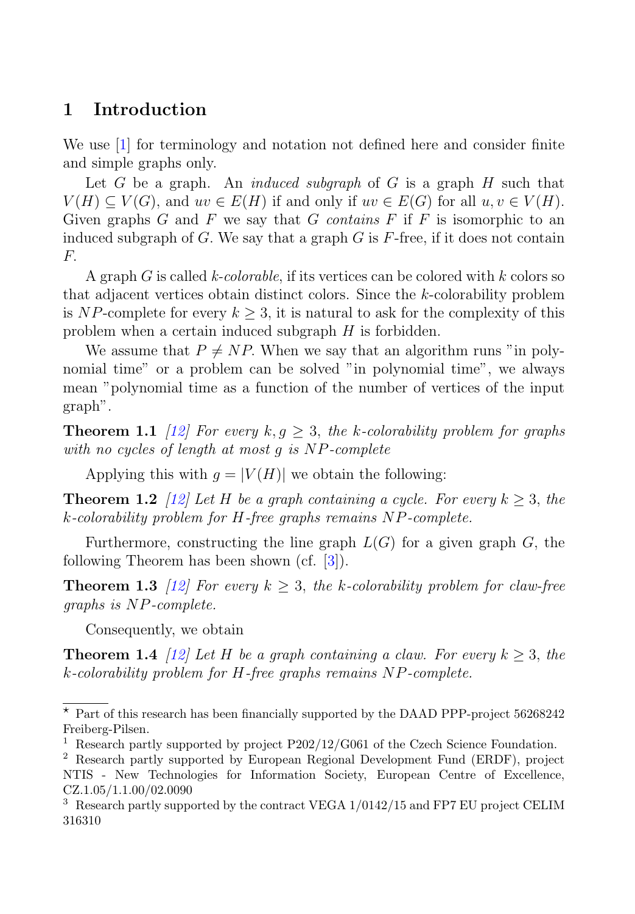## 1 Introduction

We use [1] for terminology and notation not defined here and consider finite and simple graphs only.

Let $G$ be a graph. An *induced subgraph* of $G$ is a graph $H$ such that $V(H) \subseteq V(G)$, and $uv \in E(H)$ if and only if $uv \in E(G)$ for all $u, v \in V(H)$. Given graphs $G$ and $F$ we say that $G$ *contains* $F$ if $F$ is isomorphic to an induced subgraph of $G$. We say that a graph $G$ is $F$-free, if it does not contain $F$.

A graph $G$ is called $k$-*colorable*, if its vertices can be colored with $k$ colors so that adjacent vertices obtain distinct colors. Since the $k$-colorability problem is $NP$-complete for every $k \geq 3$, it is natural to ask for the complexity of this problem when a certain induced subgraph $H$ is forbidden.

We assume that $P \neq NP$. When we say that an algorithm runs "in polynomial time" or a problem can be solved "in polynomial time", we always mean "polynomial time as a function of the number of vertices of the input graph".

**Theorem 1.1** *[12] For every $k, g \geq 3$, the $k$-colorability problem for graphs with no cycles of length at most $g$ is $NP$-complete*

Applying this with $g = |V(H)|$ we obtain the following:

**Theorem 1.2** *[12] Let $H$ be a graph containing a cycle. For every $k \geq 3$, the $k$-colorability problem for $H$-free graphs remains $NP$-complete.*

Furthermore, constructing the line graph $L(G)$ for a given graph $G$, the following Theorem has been shown (cf. [3]).

**Theorem 1.3** *[12] For every $k \geq 3$, the $k$-colorability problem for claw-free graphs is $NP$-complete.*

Consequently, we obtain

**Theorem 1.4** *[12] Let $H$ be a graph containing a claw. For every $k \geq 3$, the $k$-colorability problem for $H$-free graphs remains $NP$-complete.*

---

⋆ Part of this research has been financially supported by the DAAD PPP-project 56268242 Freiberg-Pilsen.

1 Research partly supported by project P202/12/G061 of the Czech Science Foundation.

2 Research partly supported by European Regional Development Fund (ERDF), project NTIS - New Technologies for Information Society, European Centre of Excellence, CZ.1.05/1.1.00/02.0090

3 Research partly supported by the contract VEGA 1/0142/15 and FP7 EU project CELIM 316310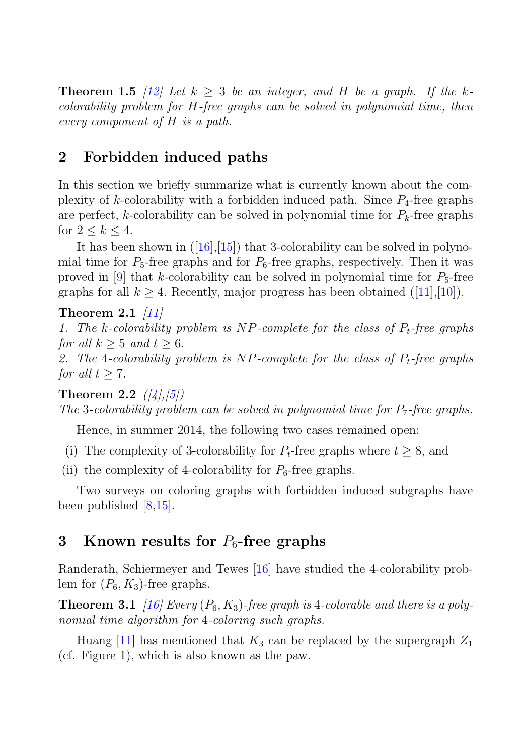**Theorem 1.5** *[12] Let $k \geq 3$ be an integer, and $H$ be a graph. If the $k$-colorability problem for $H$-free graphs can be solved in polynomial time, then every component of $H$ is a path.*

## 2 Forbidden induced paths

In this section we briefly summarize what is currently known about the complexity of $k$-colorability with a forbidden induced path. Since $P_4$-free graphs are perfect, $k$-colorability can be solved in polynomial time for $P_k$-free graphs for $2 \leq k \leq 4$.

It has been shown in ([16],[15]) that 3-colorability can be solved in polynomial time for $P_5$-free graphs and for $P_6$-free graphs, respectively. Then it was proved in [9] that $k$-colorability can be solved in polynomial time for $P_5$-free graphs for all $k \geq 4$. Recently, major progress has been obtained ([11],[10]).

**Theorem 2.1** *[11]*
*1. The $k$-colorability problem is $NP$-complete for the class of $P_t$-free graphs for all $k \geq 5$ and $t \geq 6$.*
*2. The 4-colorability problem is $NP$-complete for the class of $P_t$-free graphs for all $t \geq 7$.*

**Theorem 2.2** *([4],[5])*
*The 3-colorability problem can be solved in polynomial time for $P_7$-free graphs.*

Hence, in summer 2014, the following two cases remained open:

(i) The complexity of 3-colorability for $P_t$-free graphs where $t \geq 8$, and

(ii) the complexity of 4-colorability for $P_6$-free graphs.

Two surveys on coloring graphs with forbidden induced subgraphs have been published [8,15].

## 3 Known results for $P_6$-free graphs

Randerath, Schiermeyer and Tewes [16] have studied the 4-colorability problem for $(P_6, K_3)$-free graphs.

**Theorem 3.1** *[16] Every $(P_6, K_3)$-free graph is 4-colorable and there is a polynomial time algorithm for 4-coloring such graphs.*

Huang [11] has mentioned that $K_3$ can be replaced by the supergraph $Z_1$ (cf. Figure 1), which is also known as the paw.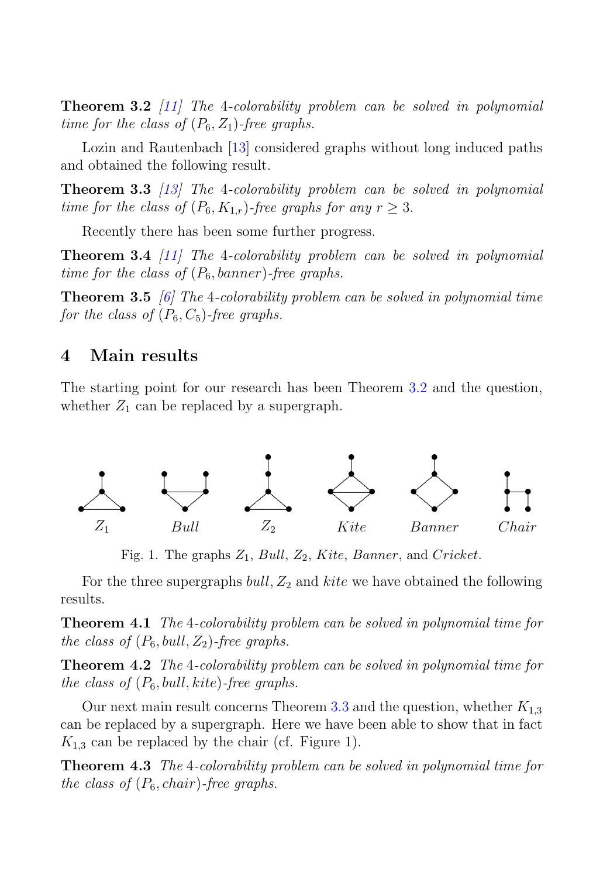**Theorem 3.2** *[11] The 4-colorability problem can be solved in polynomial time for the class of $(P_6, Z_1)$-free graphs.*

Lozin and Rautenbach [13] considered graphs without long induced paths and obtained the following result.

**Theorem 3.3** *[13] The 4-colorability problem can be solved in polynomial time for the class of $(P_6, K_{1,r})$-free graphs for any $r \geq 3$.*

Recently there has been some further progress.

**Theorem 3.4** *[11] The 4-colorability problem can be solved in polynomial time for the class of $(P_6, banner)$-free graphs.*

**Theorem 3.5** *[6] The 4-colorability problem can be solved in polynomial time for the class of $(P_6, C_5)$-free graphs.*

## 4 Main results

The starting point for our research has been Theorem 3.2 and the question, whether $Z_1$ can be replaced by a supergraph.

$Z_1$ &nbsp;&nbsp; *Bull* &nbsp;&nbsp; $Z_2$ &nbsp;&nbsp; *Kite* &nbsp;&nbsp; *Banner* &nbsp;&nbsp; *Chair*

Fig. 1. The graphs $Z_1$, *Bull*, $Z_2$, *Kite*, *Banner*, and *Cricket*.

For the three supergraphs *bull*, $Z_2$ and *kite* we have obtained the following results.

**Theorem 4.1** *The 4-colorability problem can be solved in polynomial time for the class of $(P_6, bull, Z_2)$-free graphs.*

**Theorem 4.2** *The 4-colorability problem can be solved in polynomial time for the class of $(P_6, bull, kite)$-free graphs.*

Our next main result concerns Theorem 3.3 and the question, whether $K_{1,3}$ can be replaced by a supergraph. Here we have been able to show that in fact $K_{1,3}$ can be replaced by the chair (cf. Figure 1).

**Theorem 4.3** *The 4-colorability problem can be solved in polynomial time for the class of $(P_6, chair)$-free graphs.*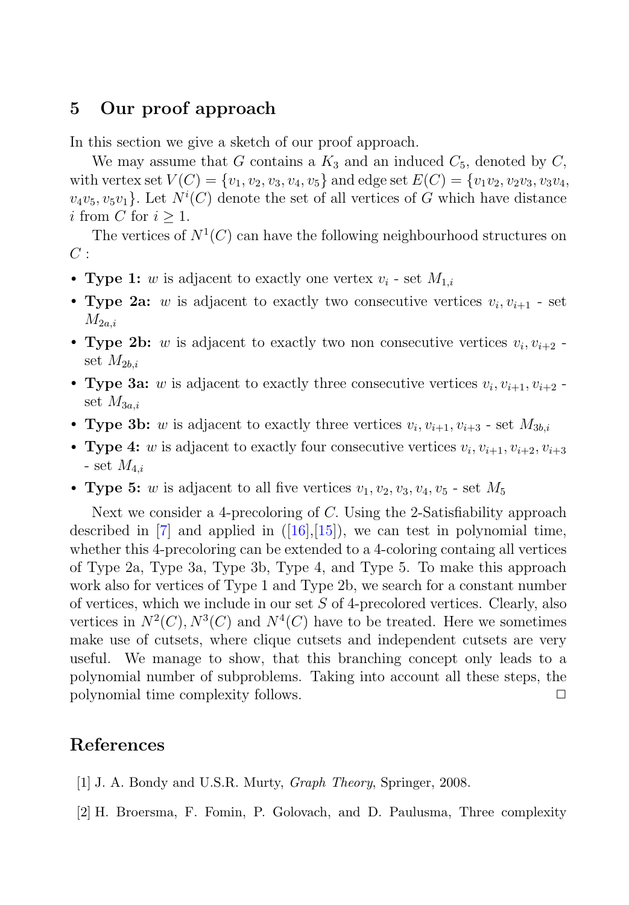## 5 Our proof approach

In this section we give a sketch of our proof approach.

We may assume that $G$ contains a $K_3$ and an induced $C_5$, denoted by $C$, with vertex set $V(C) = \{v_1, v_2, v_3, v_4, v_5\}$ and edge set $E(C) = \{v_1v_2, v_2v_3, v_3v_4, v_4v_5, v_5v_1\}$. Let $N^i(C)$ denote the set of all vertices of $G$ which have distance $i$ from $C$ for $i \geq 1$.

The vertices of $N^1(C)$ can have the following neighbourhood structures on $C$ :

- **Type 1:** $w$ is adjacent to exactly one vertex $v_i$ - set $M_{1,i}$
- **Type 2a:** $w$ is adjacent to exactly two consecutive vertices $v_i, v_{i+1}$ - set $M_{2a,i}$
- **Type 2b:** $w$ is adjacent to exactly two non consecutive vertices $v_i, v_{i+2}$ - set $M_{2b,i}$
- **Type 3a:** $w$ is adjacent to exactly three consecutive vertices $v_i, v_{i+1}, v_{i+2}$ - set $M_{3a,i}$
- **Type 3b:** $w$ is adjacent to exactly three vertices $v_i, v_{i+1}, v_{i+3}$ - set $M_{3b,i}$
- **Type 4:** $w$ is adjacent to exactly four consecutive vertices $v_i, v_{i+1}, v_{i+2}, v_{i+3}$ - set $M_{4,i}$
- **Type 5:** $w$ is adjacent to all five vertices $v_1, v_2, v_3, v_4, v_5$ - set $M_5$

Next we consider a 4-precoloring of $C$. Using the 2-Satisfiability approach described in [7] and applied in ([16],[15]), we can test in polynomial time, whether this 4-precoloring can be extended to a 4-coloring containg all vertices of Type 2a, Type 3a, Type 3b, Type 4, and Type 5. To make this approach work also for vertices of Type 1 and Type 2b, we search for a constant number of vertices, which we include in our set $S$ of 4-precolored vertices. Clearly, also vertices in $N^2(C), N^3(C)$ and $N^4(C)$ have to be treated. Here we sometimes make use of cutsets, where clique cutsets and independent cutsets are very useful. We manage to show, that this branching concept only leads to a polynomial number of subproblems. Taking into account all these steps, the polynomial time complexity follows. □

## References

[1] J. A. Bondy and U.S.R. Murty, *Graph Theory*, Springer, 2008.

[2] H. Broersma, F. Fomin, P. Golovach, and D. Paulusma, Three complexity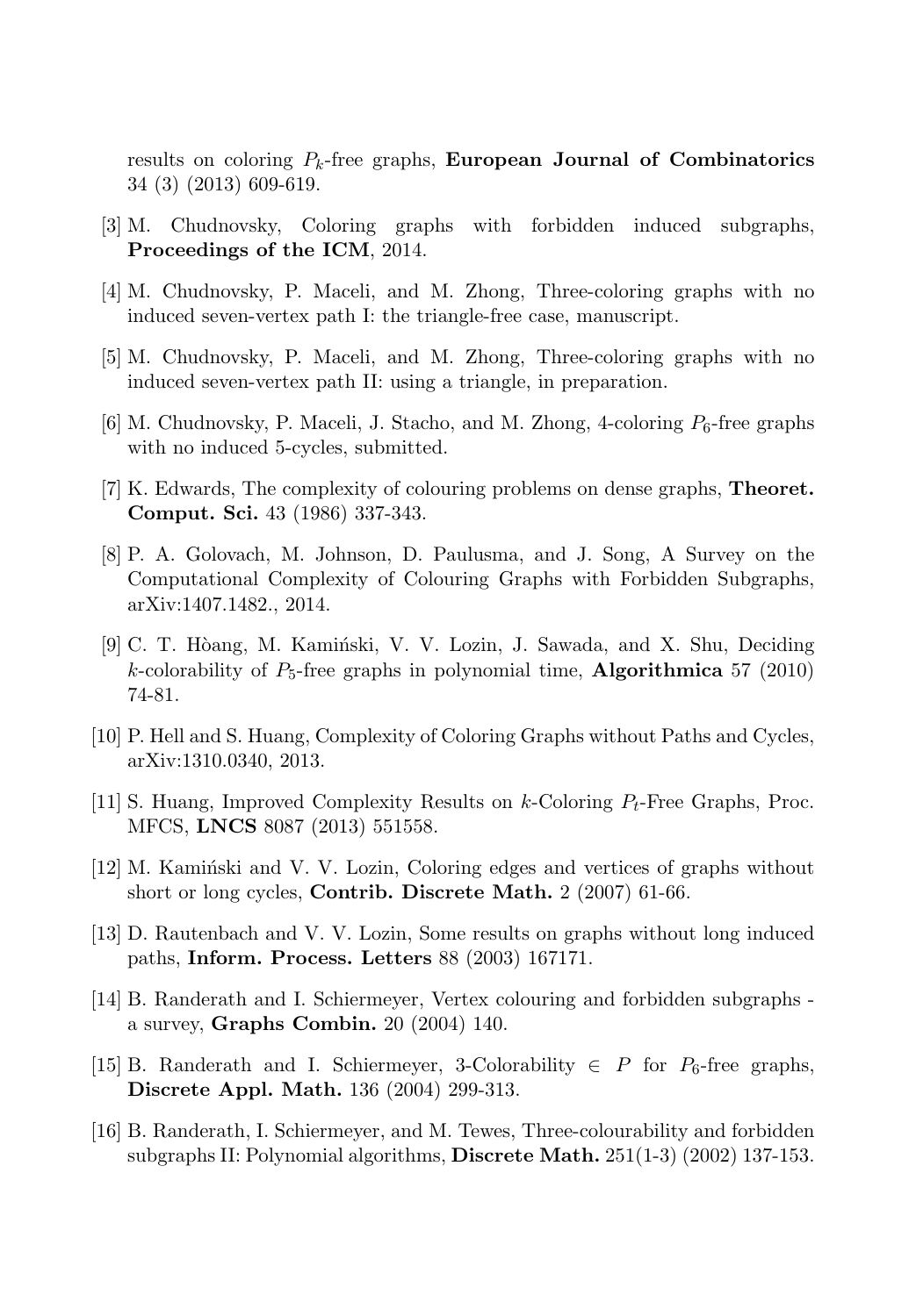results on coloring $P_k$-free graphs, **European Journal of Combinatorics** 34 (3) (2013) 609-619.

[3] M. Chudnovsky, Coloring graphs with forbidden induced subgraphs, **Proceedings of the ICM**, 2014.

[4] M. Chudnovsky, P. Maceli, and M. Zhong, Three-coloring graphs with no induced seven-vertex path I: the triangle-free case, manuscript.

[5] M. Chudnovsky, P. Maceli, and M. Zhong, Three-coloring graphs with no induced seven-vertex path II: using a triangle, in preparation.

[6] M. Chudnovsky, P. Maceli, J. Stacho, and M. Zhong, 4-coloring $P_6$-free graphs with no induced 5-cycles, submitted.

[7] K. Edwards, The complexity of colouring problems on dense graphs, **Theoret. Comput. Sci.** 43 (1986) 337-343.

[8] P. A. Golovach, M. Johnson, D. Paulusma, and J. Song, A Survey on the Computational Complexity of Colouring Graphs with Forbidden Subgraphs, arXiv:1407.1482., 2014.

[9] C. T. Hòang, M. Kamiński, V. V. Lozin, J. Sawada, and X. Shu, Deciding $k$-colorability of $P_5$-free graphs in polynomial time, **Algorithmica** 57 (2010) 74-81.

[10] P. Hell and S. Huang, Complexity of Coloring Graphs without Paths and Cycles, arXiv:1310.0340, 2013.

[11] S. Huang, Improved Complexity Results on $k$-Coloring $P_t$-Free Graphs, Proc. MFCS, **LNCS** 8087 (2013) 551558.

[12] M. Kamiński and V. V. Lozin, Coloring edges and vertices of graphs without short or long cycles, **Contrib. Discrete Math.** 2 (2007) 61-66.

[13] D. Rautenbach and V. V. Lozin, Some results on graphs without long induced paths, **Inform. Process. Letters** 88 (2003) 167171.

[14] B. Randerath and I. Schiermeyer, Vertex colouring and forbidden subgraphs - a survey, **Graphs Combin.** 20 (2004) 140.

[15] B. Randerath and I. Schiermeyer, 3-Colorability $\in P$ for $P_6$-free graphs, **Discrete Appl. Math.** 136 (2004) 299-313.

[16] B. Randerath, I. Schiermeyer, and M. Tewes, Three-colourability and forbidden subgraphs II: Polynomial algorithms, **Discrete Math.** 251(1-3) (2002) 137-153.